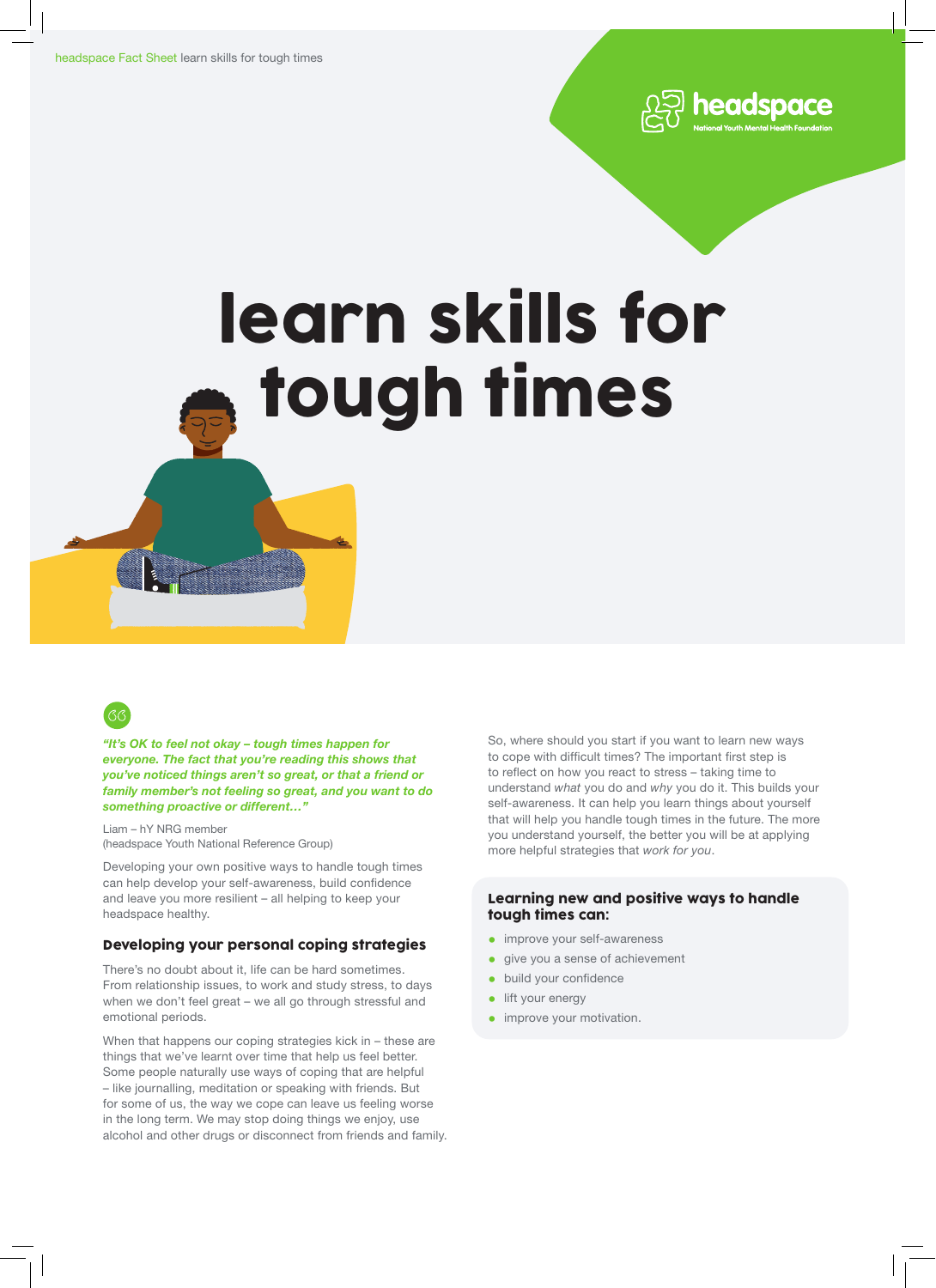# learn skills for tough times

*“It’s OK to feel not okay – tough times happen for everyone. The fact that you’re reading this shows that you’ve noticed things aren’t so great, or that a friend or family member’s not feeling so great, and you want to do something proactive or different…”*

Liam – hY NRG member
(headspace Youth National Reference Group)

Developing your own positive ways to handle tough times can help develop your self-awareness, build confidence and leave you more resilient – all helping to keep your headspace healthy.

## Developing your personal coping strategies

There’s no doubt about it, life can be hard sometimes. From relationship issues, to work and study stress, to days when we don’t feel great – we all go through stressful and emotional periods.

When that happens our coping strategies kick in – these are things that we’ve learnt over time that help us feel better. Some people naturally use ways of coping that are helpful – like journalling, meditation or speaking with friends. But for some of us, the way we cope can leave us feeling worse in the long term. We may stop doing things we enjoy, use alcohol and other drugs or disconnect from friends and family.

So, where should you start if you want to learn new ways to cope with difficult times? The important first step is to reflect on how you react to stress – taking time to understand *what* you do and *why* you do it. This builds your self-awareness. It can help you learn things about yourself that will help you handle tough times in the future. The more you understand yourself, the better you will be at applying more helpful strategies that *work for you*.

### Learning new and positive ways to handle tough times can:

- improve your self-awareness
- give you a sense of achievement
- build your confidence
- lift your energy
- improve your motivation.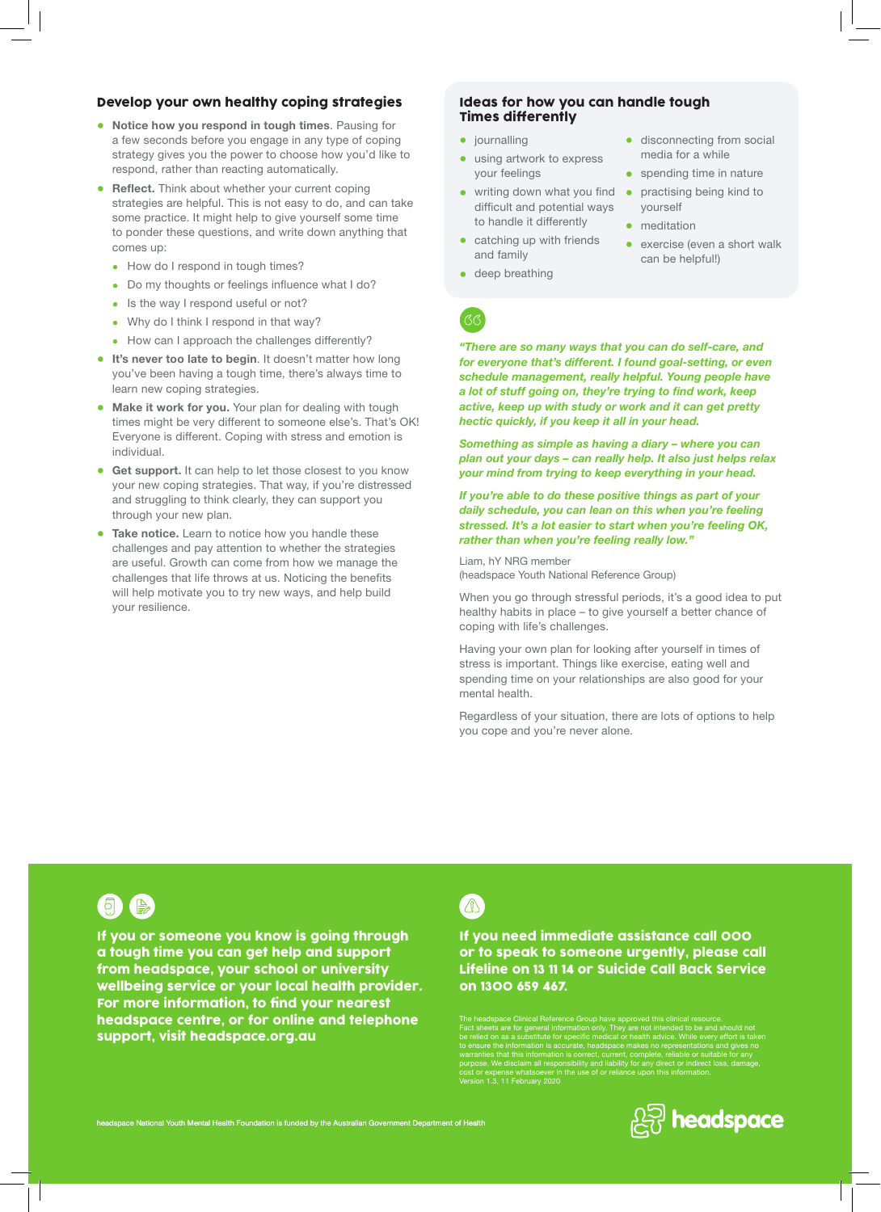## Develop your own healthy coping strategies

- **Notice how you respond in tough times**. Pausing for a few seconds before you engage in any type of coping strategy gives you the power to choose how you'd like to respond, rather than reacting automatically.
- **Reflect.** Think about whether your current coping strategies are helpful. This is not easy to do, and can take some practice. It might help to give yourself some time to ponder these questions, and write down anything that comes up:
  - How do I respond in tough times?
  - Do my thoughts or feelings influence what I do?
  - Is the way I respond useful or not?
  - Why do I think I respond in that way?
  - How can I approach the challenges differently?
- **It's never too late to begin**. It doesn't matter how long you've been having a tough time, there's always time to learn new coping strategies.
- **Make it work for you.** Your plan for dealing with tough times might be very different to someone else's. That's OK! Everyone is different. Coping with stress and emotion is individual.
- **Get support.** It can help to let those closest to you know your new coping strategies. That way, if you're distressed and struggling to think clearly, they can support you through your new plan.
- **Take notice.** Learn to notice how you handle these challenges and pay attention to whether the strategies are useful. Growth can come from how we manage the challenges that life throws at us. Noticing the benefits will help motivate you to try new ways, and help build your resilience.

## Ideas for how you can handle tough times differently

- journalling
- using artwork to express your feelings
- writing down what you find difficult and potential ways to handle it differently
- catching up with friends and family
- deep breathing
- disconnecting from social media for a while
- spending time in nature
- practising being kind to yourself
- meditation
- exercise (even a short walk can be helpful!)

***"There are so many ways that you can do self-care, and for everyone that's different. I found goal-setting, or even schedule management, really helpful. Young people have a lot of stuff going on, they're trying to find work, keep active, keep up with study or work and it can get pretty hectic quickly, if you keep it all in your head.***

***Something as simple as having a diary – where you can plan out your days – can really help. It also just helps relax your mind from trying to keep everything in your head.***

***If you're able to do these positive things as part of your daily schedule, you can lean on this when you're feeling stressed. It's a lot easier to start when you're feeling OK, rather than when you're feeling really low."***

Liam, hY NRG member
(headspace Youth National Reference Group)

When you go through stressful periods, it's a good idea to put healthy habits in place – to give yourself a better chance of coping with life's challenges.

Having your own plan for looking after yourself in times of stress is important. Things like exercise, eating well and spending time on your relationships are also good for your mental health.

Regardless of your situation, there are lots of options to help you cope and you're never alone.

**If you or someone you know is going through a tough time you can get help and support from headspace, your school or university wellbeing service or your local health provider. For more information, to find your nearest headspace centre, or for online and telephone support, visit headspace.org.au**

**If you need immediate assistance call 000 or to speak to someone urgently, please call Lifeline on 13 11 14 or Suicide Call Back Service on 1300 659 467.**

The headspace Clinical Reference Group have approved this clinical resource.
Fact sheets are for general information only. They are not intended to be and should not be relied on as a substitute for specific medical or health advice. While every effort is taken to ensure the information is accurate, headspace makes no representations and gives no warranties that this information is correct, current, complete, reliable or suitable for any purpose. We disclaim all responsibility and liability for any direct or indirect loss, damage, cost or expense whatsoever in the use of or reliance upon this information.
Version 1.3, 11 February 2020

headspace National Youth Mental Health Foundation is funded by the Australian Government Department of Health

headspace